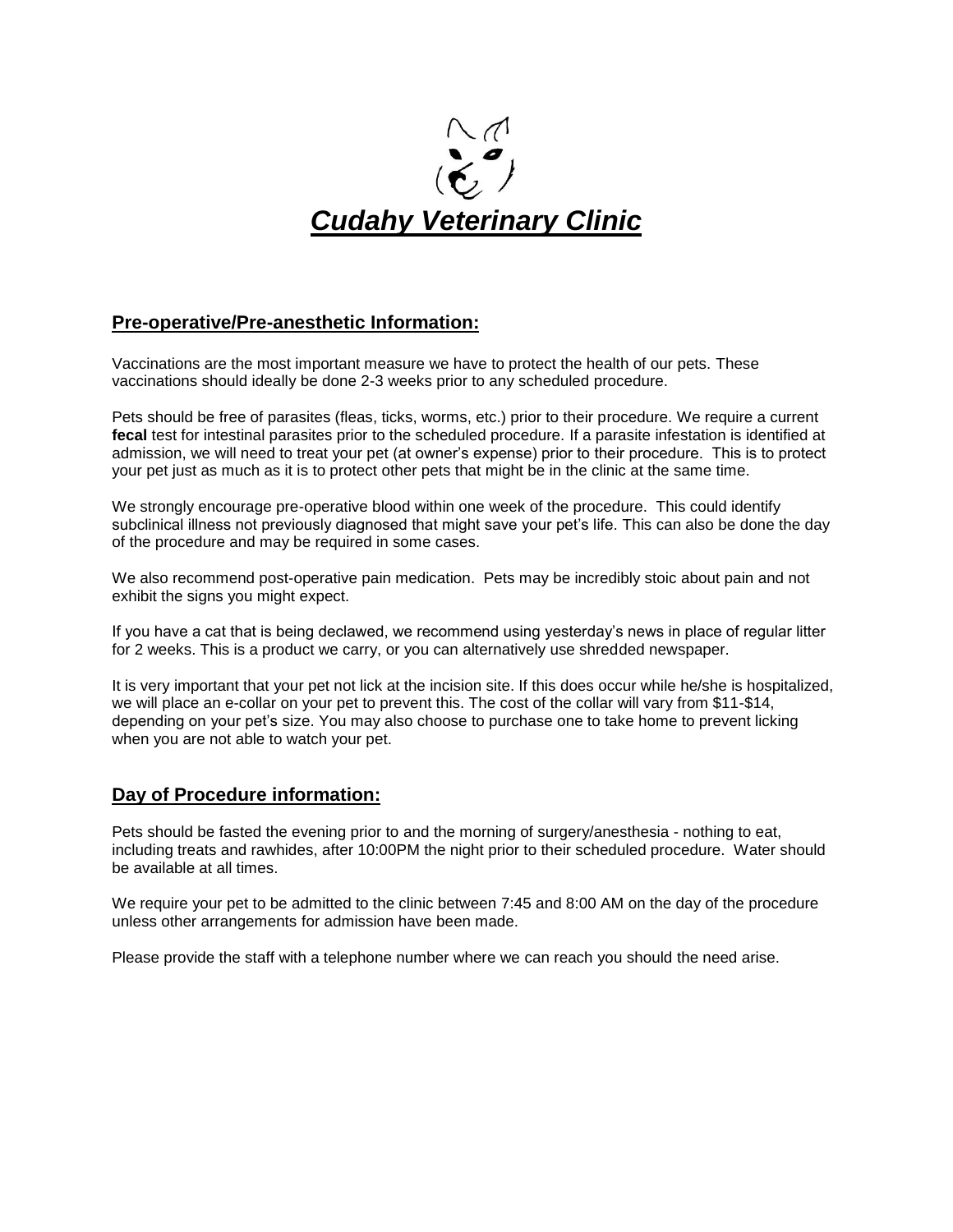# ***Cudahy Veterinary Clinic***

## **Pre-operative/Pre-anesthetic Information:**

Vaccinations are the most important measure we have to protect the health of our pets. These vaccinations should ideally be done 2-3 weeks prior to any scheduled procedure.

Pets should be free of parasites (fleas, ticks, worms, etc.) prior to their procedure. We require a current **fecal** test for intestinal parasites prior to the scheduled procedure. If a parasite infestation is identified at admission, we will need to treat your pet (at owner's expense) prior to their procedure. This is to protect your pet just as much as it is to protect other pets that might be in the clinic at the same time.

We strongly encourage pre-operative blood within one week of the procedure. This could identify subclinical illness not previously diagnosed that might save your pet's life. This can also be done the day of the procedure and may be required in some cases.

We also recommend post-operative pain medication. Pets may be incredibly stoic about pain and not exhibit the signs you might expect.

If you have a cat that is being declawed, we recommend using yesterday's news in place of regular litter for 2 weeks. This is a product we carry, or you can alternatively use shredded newspaper.

It is very important that your pet not lick at the incision site. If this does occur while he/she is hospitalized, we will place an e-collar on your pet to prevent this. The cost of the collar will vary from $11-$14, depending on your pet's size. You may also choose to purchase one to take home to prevent licking when you are not able to watch your pet.

## **Day of Procedure information:**

Pets should be fasted the evening prior to and the morning of surgery/anesthesia - nothing to eat, including treats and rawhides, after 10:00PM the night prior to their scheduled procedure. Water should be available at all times.

We require your pet to be admitted to the clinic between 7:45 and 8:00 AM on the day of the procedure unless other arrangements for admission have been made.

Please provide the staff with a telephone number where we can reach you should the need arise.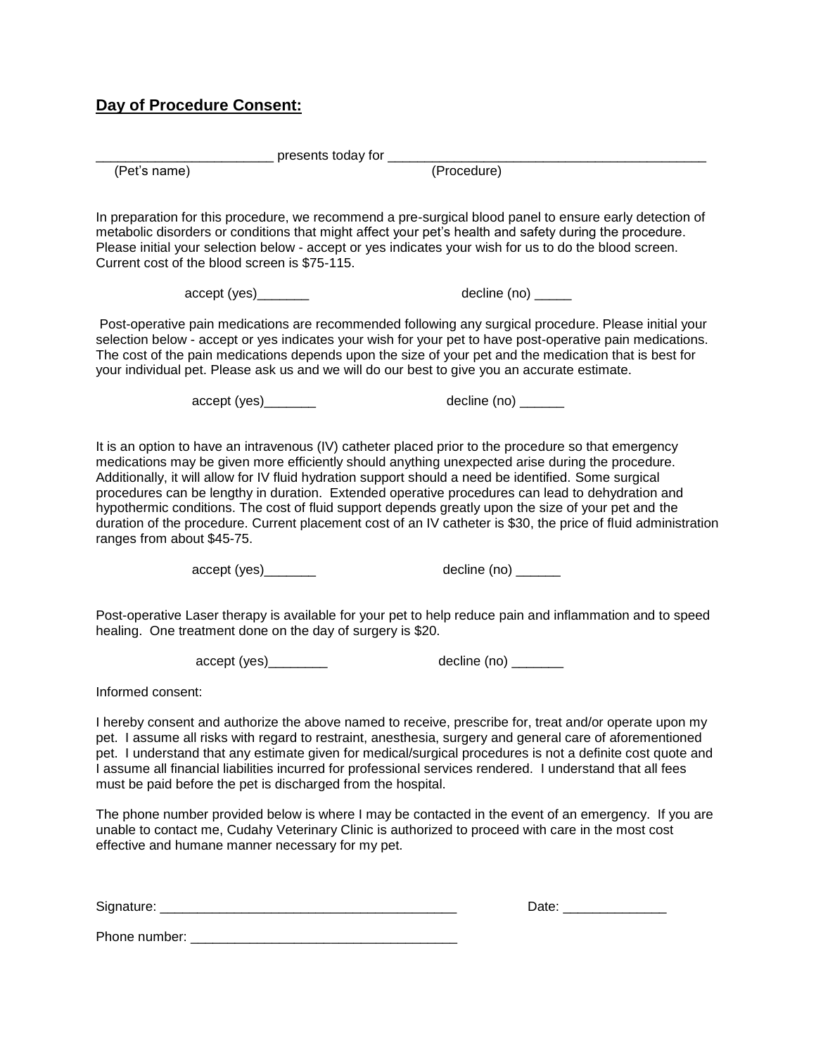## **Day of Procedure Consent:**

________________________ presents today for ____________________________________________
(Pet's name) (Procedure)

In preparation for this procedure, we recommend a pre-surgical blood panel to ensure early detection of metabolic disorders or conditions that might affect your pet's health and safety during the procedure. Please initial your selection below - accept or yes indicates your wish for us to do the blood screen. Current cost of the blood screen is $75-115.

accept (yes)_______ decline (no) _____

Post-operative pain medications are recommended following any surgical procedure. Please initial your selection below - accept or yes indicates your wish for your pet to have post-operative pain medications. The cost of the pain medications depends upon the size of your pet and the medication that is best for your individual pet. Please ask us and we will do our best to give you an accurate estimate.

accept (yes)_______ decline (no) ______

It is an option to have an intravenous (IV) catheter placed prior to the procedure so that emergency medications may be given more efficiently should anything unexpected arise during the procedure. Additionally, it will allow for IV fluid hydration support should a need be identified. Some surgical procedures can be lengthy in duration. Extended operative procedures can lead to dehydration and hypothermic conditions. The cost of fluid support depends greatly upon the size of your pet and the duration of the procedure. Current placement cost of an IV catheter is $30, the price of fluid administration ranges from about $45-75.

accept (yes)_______ decline (no) ______

Post-operative Laser therapy is available for your pet to help reduce pain and inflammation and to speed healing. One treatment done on the day of surgery is $20.

accept (yes)________ decline (no) _______

Informed consent:

I hereby consent and authorize the above named to receive, prescribe for, treat and/or operate upon my pet. I assume all risks with regard to restraint, anesthesia, surgery and general care of aforementioned pet. I understand that any estimate given for medical/surgical procedures is not a definite cost quote and I assume all financial liabilities incurred for professional services rendered. I understand that all fees must be paid before the pet is discharged from the hospital.

The phone number provided below is where I may be contacted in the event of an emergency. If you are unable to contact me, Cudahy Veterinary Clinic is authorized to proceed with care in the most cost effective and humane manner necessary for my pet.

Signature: ________________________________________ Date: ______________

Phone number: ____________________________________